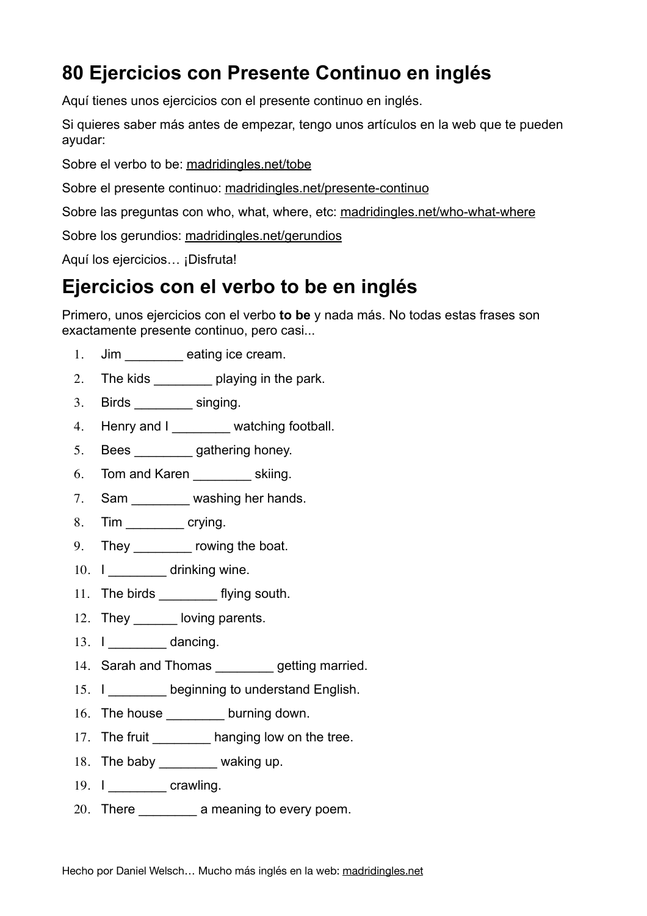# 80 Ejercicios con Presente Continuo en inglés

Aquí tienes unos ejercicios con el presente continuo en inglés.

Si quieres saber más antes de empezar, tengo unos artículos en la web que te pueden ayudar:

Sobre el verbo to be: madridingles.net/tobe

Sobre el presente continuo: madridingles.net/presente-continuo

Sobre las preguntas con who, what, where, etc: madridingles.net/who-what-where

Sobre los gerundios: madridingles.net/gerundios

Aquí los ejercicios… ¡Disfruta!

# Ejercicios con el verbo to be en inglés

Primero, unos ejercicios con el verbo **to be** y nada más. No todas estas frases son exactamente presente continuo, pero casi...

1. Jim ________ eating ice cream.
2. The kids ________ playing in the park.
3. Birds ________ singing.
4. Henry and I ________ watching football.
5. Bees ________ gathering honey.
6. Tom and Karen ________ skiing.
7. Sam ________ washing her hands.
8. Tim ________ crying.
9. They ________ rowing the boat.
10. I ________ drinking wine.
11. The birds ________ flying south.
12. They ______ loving parents.
13. I ________ dancing.
14. Sarah and Thomas ________ getting married.
15. I ________ beginning to understand English.
16. The house ________ burning down.
17. The fruit ________ hanging low on the tree.
18. The baby ________ waking up.
19. I ________ crawling.
20. There ________ a meaning to every poem.

Hecho por Daniel Welsch… Mucho más inglés en la web: madridingles.net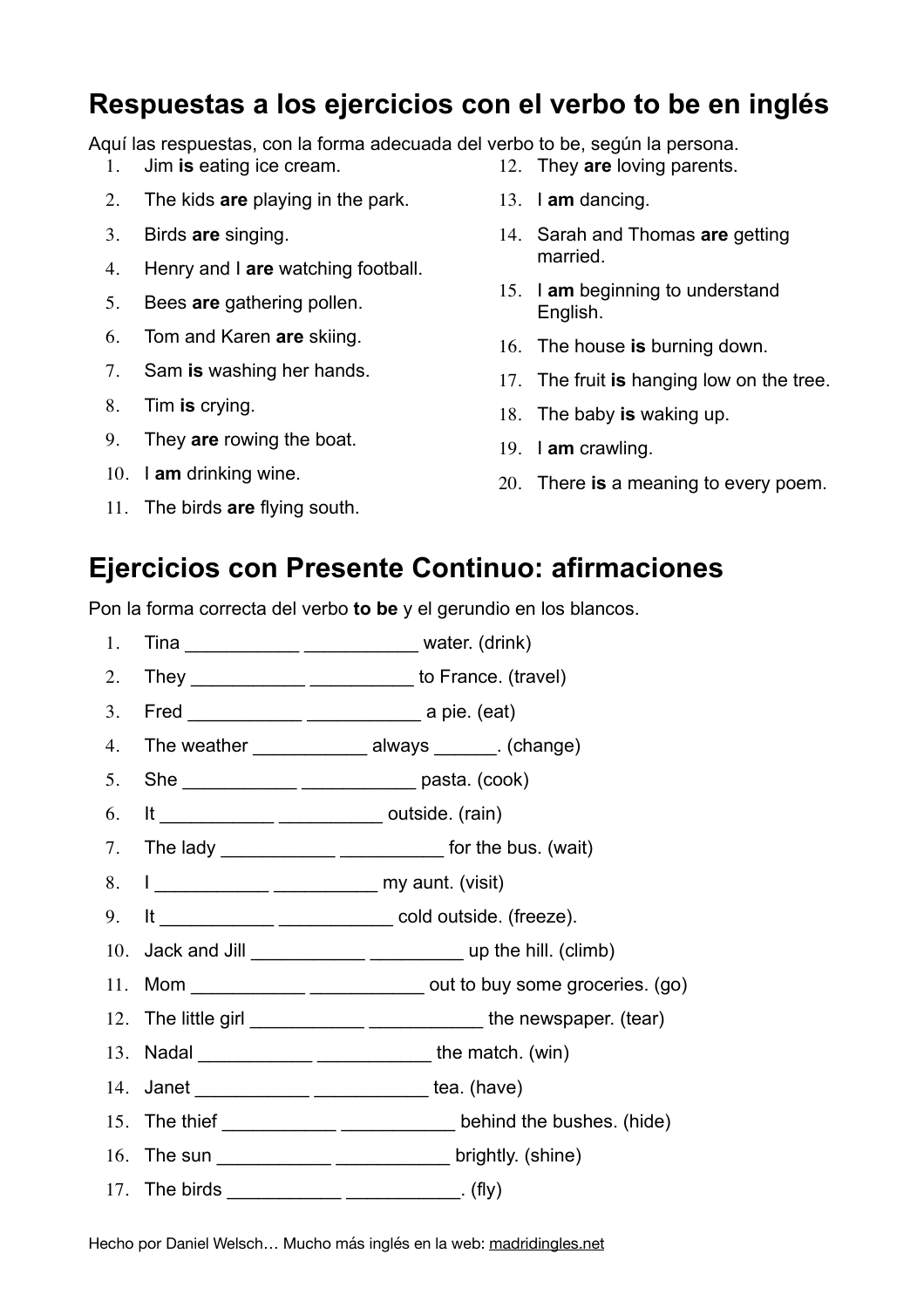## Respuestas a los ejercicios con el verbo to be en inglés

Aquí las respuestas, con la forma adecuada del verbo to be, según la persona.

1. Jim **is** eating ice cream.
2. The kids **are** playing in the park.
3. Birds **are** singing.
4. Henry and I **are** watching football.
5. Bees **are** gathering pollen.
6. Tom and Karen **are** skiing.
7. Sam **is** washing her hands.
8. Tim **is** crying.
9. They **are** rowing the boat.
10. I **am** drinking wine.
11. The birds **are** flying south.
12. They **are** loving parents.
13. I **am** dancing.
14. Sarah and Thomas **are** getting married.
15. I **am** beginning to understand English.
16. The house **is** burning down.
17. The fruit **is** hanging low on the tree.
18. The baby **is** waking up.
19. I **am** crawling.
20. There **is** a meaning to every poem.

## Ejercicios con Presente Continuo: afirmaciones

Pon la forma correcta del verbo **to be** y el gerundio en los blancos.

1. Tina ___________ ___________ water. (drink)
2. They ___________ __________ to France. (travel)
3. Fred ___________ ___________ a pie. (eat)
4. The weather ___________ always ______. (change)
5. She ___________ ___________ pasta. (cook)
6. It ___________ __________ outside. (rain)
7. The lady ___________ __________ for the bus. (wait)
8. I ___________ __________ my aunt. (visit)
9. It ___________ ___________ cold outside. (freeze).
10. Jack and Jill ___________ _________ up the hill. (climb)
11. Mom ___________ ___________ out to buy some groceries. (go)
12. The little girl ___________ ___________ the newspaper. (tear)
13. Nadal ___________ ___________ the match. (win)
14. Janet ___________ ___________ tea. (have)
15. The thief ___________ ___________ behind the bushes. (hide)
16. The sun ___________ ___________ brightly. (shine)
17. The birds ___________ ___________. (fly)

Hecho por Daniel Welsch… Mucho más inglés en la web: madridingles.net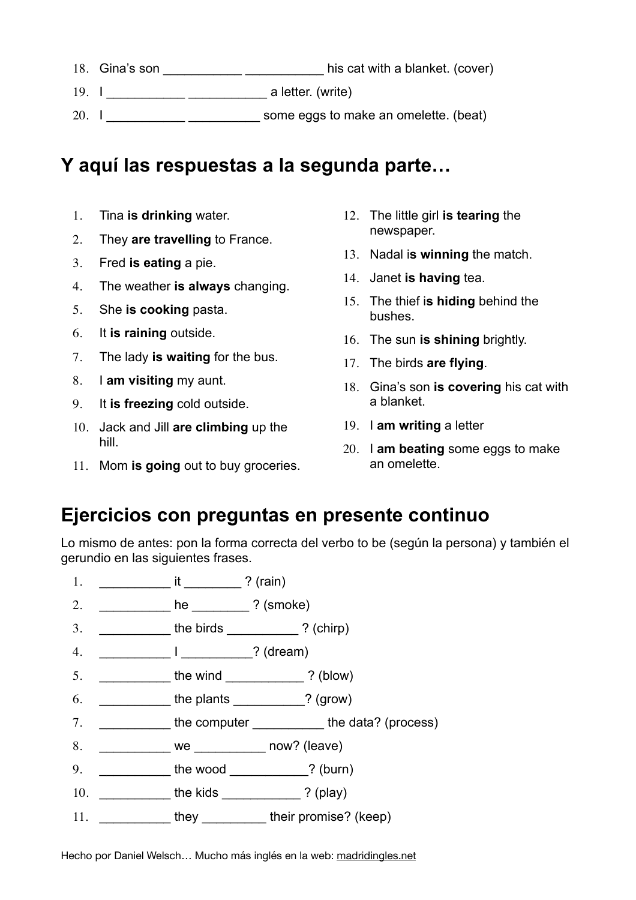18. Gina's son ___________ ___________ his cat with a blanket. (cover)
19. I ___________ ___________ a letter. (write)
20. I ___________ __________ some eggs to make an omelette. (beat)

## Y aquí las respuestas a la segunda parte…

1. Tina **is drinking** water.
2. They **are travelling** to France.
3. Fred **is eating** a pie.
4. The weather **is always** changing.
5. She **is cooking** pasta.
6. It **is raining** outside.
7. The lady **is waiting** for the bus.
8. I **am visiting** my aunt.
9. It **is freezing** cold outside.
10. Jack and Jill **are climbing** up the hill.
11. Mom **is going** out to buy groceries.
12. The little girl **is tearing** the newspaper.
13. Nadal i**s winning** the match.
14. Janet **is having** tea.
15. The thief i**s hiding** behind the bushes.
16. The sun **is shining** brightly.
17. The birds **are flying**.
18. Gina's son **is covering** his cat with a blanket.
19. I **am writing** a letter
20. I **am beating** some eggs to make an omelette.

## Ejercicios con preguntas en presente continuo

Lo mismo de antes: pon la forma correcta del verbo to be (según la persona) y también el gerundio en las siguientes frases.

1. __________ it ________ ? (rain)
2. __________ he ________ ? (smoke)
3. __________ the birds __________ ? (chirp)
4. __________ I __________? (dream)
5. __________ the wind ___________ ? (blow)
6. __________ the plants __________? (grow)
7. __________ the computer __________ the data? (process)
8. __________ we __________ now? (leave)
9. __________ the wood ___________? (burn)
10. __________ the kids ___________ ? (play)
11. __________ they _________ their promise? (keep)

Hecho por Daniel Welsch… Mucho más inglés en la web: madridingles.net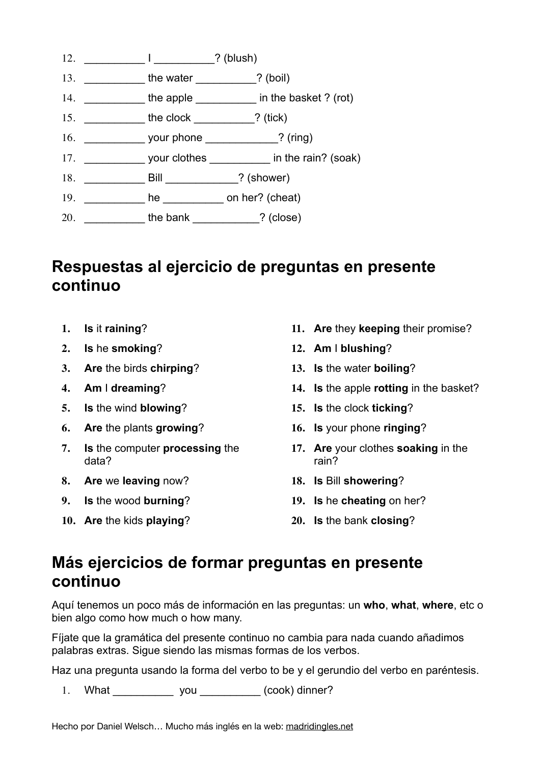12. __________ I __________? (blush)
13. __________ the water __________? (boil)
14. __________ the apple __________ in the basket ? (rot)
15. __________ the clock __________? (tick)
16. __________ your phone ____________? (ring)
17. __________ your clothes __________ in the rain? (soak)
18. __________ Bill ____________? (shower)
19. __________ he __________ on her? (cheat)
20. __________ the bank ___________? (close)

## Respuestas al ejercicio de preguntas en presente continuo

1. **Is** it **raining**?
2. **Is** he **smoking**?
3. **Are** the birds **chirping**?
4. **Am** I **dreaming**?
5. **Is** the wind **blowing**?
6. **Are** the plants **growing**?
7. **Is** the computer **processing** the data?
8. **Are** we **leaving** now?
9. **Is** the wood **burning**?
10. **Are** the kids **playing**?
11. **Are** they **keeping** their promise?
12. **Am** I **blushing**?
13. **Is** the water **boiling**?
14. **Is** the apple **rotting** in the basket?
15. **Is** the clock **ticking**?
16. **Is** your phone **ringing**?
17. **Are** your clothes **soaking** in the rain?
18. **Is** Bill **showering**?
19. **Is** he **cheating** on her?
20. **Is** the bank **closing**?

## Más ejercicios de formar preguntas en presente continuo

Aquí tenemos un poco más de información en las preguntas: un **who**, **what**, **where**, etc o bien algo como how much o how many.

Fíjate que la gramática del presente continuo no cambia para nada cuando añadimos palabras extras. Sigue siendo las mismas formas de los verbos.

Haz una pregunta usando la forma del verbo to be y el gerundio del verbo en paréntesis.

1. What __________ you __________ (cook) dinner?

Hecho por Daniel Welsch… Mucho más inglés en la web: madridingles.net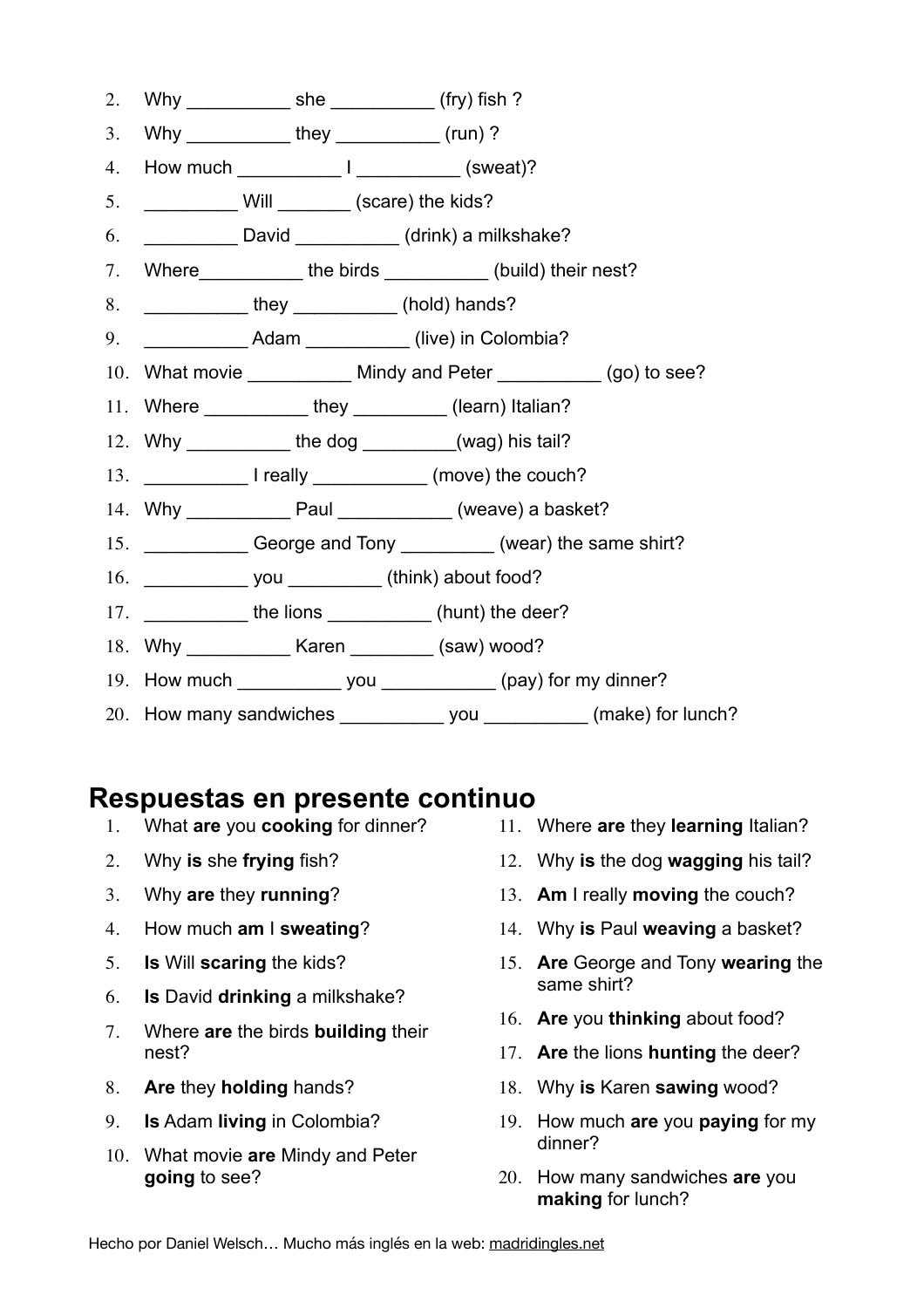2. Why __________ she __________ (fry) fish ?
3. Why __________ they __________ (run) ?
4. How much __________ I __________ (sweat)?
5. _________ Will _______ (scare) the kids?
6. _________ David __________ (drink) a milkshake?
7. Where__________ the birds __________ (build) their nest?
8. __________ they __________ (hold) hands?
9. __________ Adam __________ (live) in Colombia?
10. What movie __________ Mindy and Peter __________ (go) to see?
11. Where __________ they _________ (learn) Italian?
12. Why __________ the dog _________(wag) his tail?
13. __________ I really ___________ (move) the couch?
14. Why __________ Paul ___________ (weave) a basket?
15. __________ George and Tony _________ (wear) the same shirt?
16. __________ you _________ (think) about food?
17. __________ the lions __________ (hunt) the deer?
18. Why __________ Karen ________ (saw) wood?
19. How much __________ you ___________ (pay) for my dinner?
20. How many sandwiches __________ you __________ (make) for lunch?

## Respuestas en presente continuo

1. What **are** you **cooking** for dinner?
2. Why **is** she **frying** fish?
3. Why **are** they **running**?
4. How much **am** I **sweating**?
5. **Is** Will **scaring** the kids?
6. **Is** David **drinking** a milkshake?
7. Where **are** the birds **building** their nest?
8. **Are** they **holding** hands?
9. **Is** Adam **living** in Colombia?
10. What movie **are** Mindy and Peter **going** to see?
11. Where **are** they **learning** Italian?
12. Why **is** the dog **wagging** his tail?
13. **Am** I really **moving** the couch?
14. Why **is** Paul **weaving** a basket?
15. **Are** George and Tony **wearing** the same shirt?
16. **Are** you **thinking** about food?
17. **Are** the lions **hunting** the deer?
18. Why **is** Karen **sawing** wood?
19. How much **are** you **paying** for my dinner?
20. How many sandwiches **are** you **making** for lunch?

Hecho por Daniel Welsch… Mucho más inglés en la web: madridingles.net